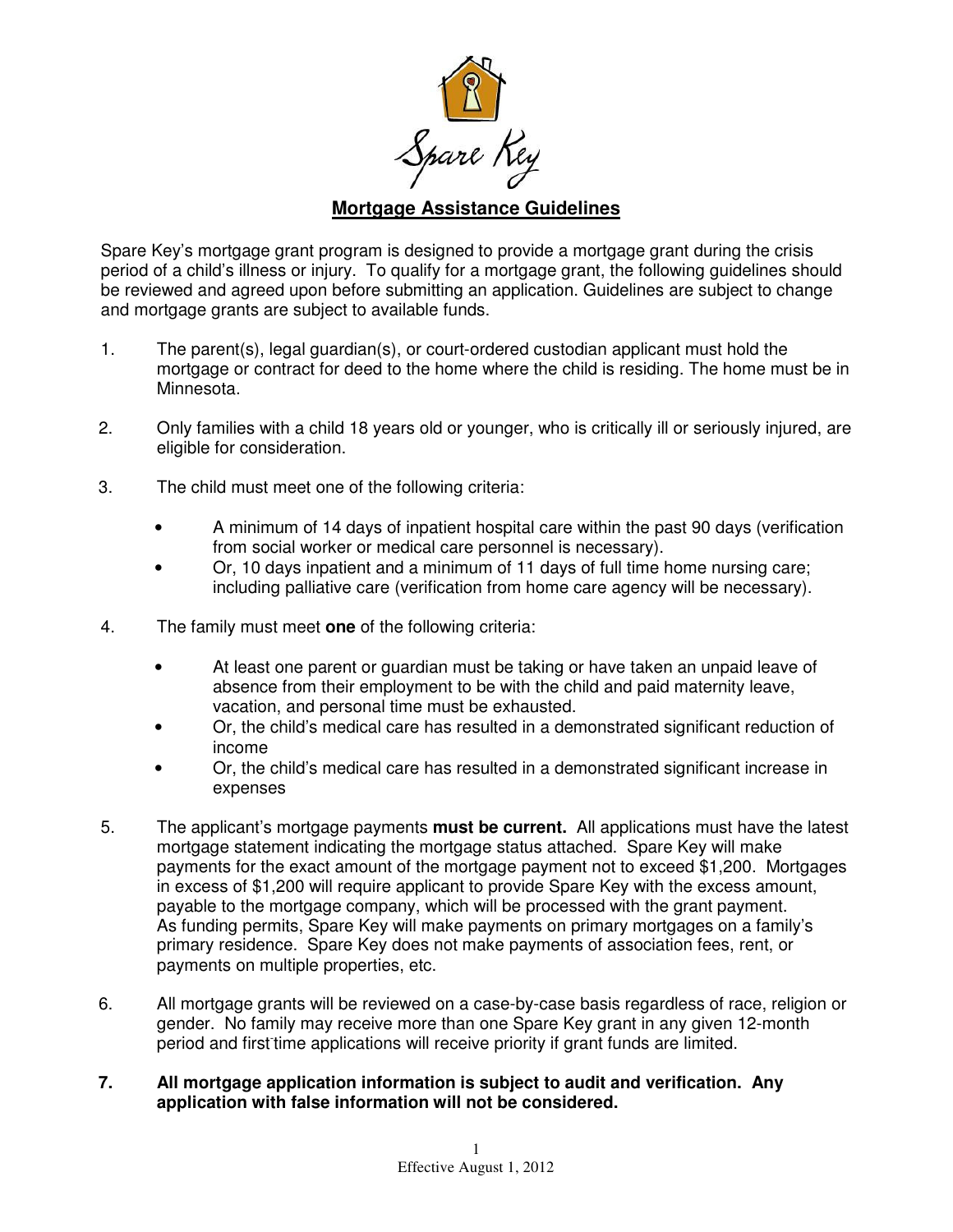Spare Key

## Mortgage Assistance Guidelines

Spare Key's mortgage grant program is designed to provide a mortgage grant during the crisis period of a child's illness or injury. To qualify for a mortgage grant, the following guidelines should be reviewed and agreed upon before submitting an application. Guidelines are subject to change and mortgage grants are subject to available funds.

1. The parent(s), legal guardian(s), or court-ordered custodian applicant must hold the mortgage or contract for deed to the home where the child is residing. The home must be in Minnesota.

2. Only families with a child 18 years old or younger, who is critically ill or seriously injured, are eligible for consideration.

3. The child must meet one of the following criteria:

   - A minimum of 14 days of inpatient hospital care within the past 90 days (verification from social worker or medical care personnel is necessary).
   - Or, 10 days inpatient and a minimum of 11 days of full time home nursing care; including palliative care (verification from home care agency will be necessary).

4. The family must meet **one** of the following criteria:

   - At least one parent or guardian must be taking or have taken an unpaid leave of absence from their employment to be with the child and paid maternity leave, vacation, and personal time must be exhausted.
   - Or, the child's medical care has resulted in a demonstrated significant reduction of income
   - Or, the child's medical care has resulted in a demonstrated significant increase in expenses

5. The applicant's mortgage payments **must be current.** All applications must have the latest mortgage statement indicating the mortgage status attached. Spare Key will make payments for the exact amount of the mortgage payment not to exceed $1,200. Mortgages in excess of $1,200 will require applicant to provide Spare Key with the excess amount, payable to the mortgage company, which will be processed with the grant payment. As funding permits, Spare Key will make payments on primary mortgages on a family's primary residence. Spare Key does not make payments of association fees, rent, or payments on multiple properties, etc.

6. All mortgage grants will be reviewed on a case-by-case basis regardless of race, religion or gender. No family may receive more than one Spare Key grant in any given 12-month period and first-time applications will receive priority if grant funds are limited.

7. **All mortgage application information is subject to audit and verification. Any application with false information will not be considered.**

Effective August 1, 2012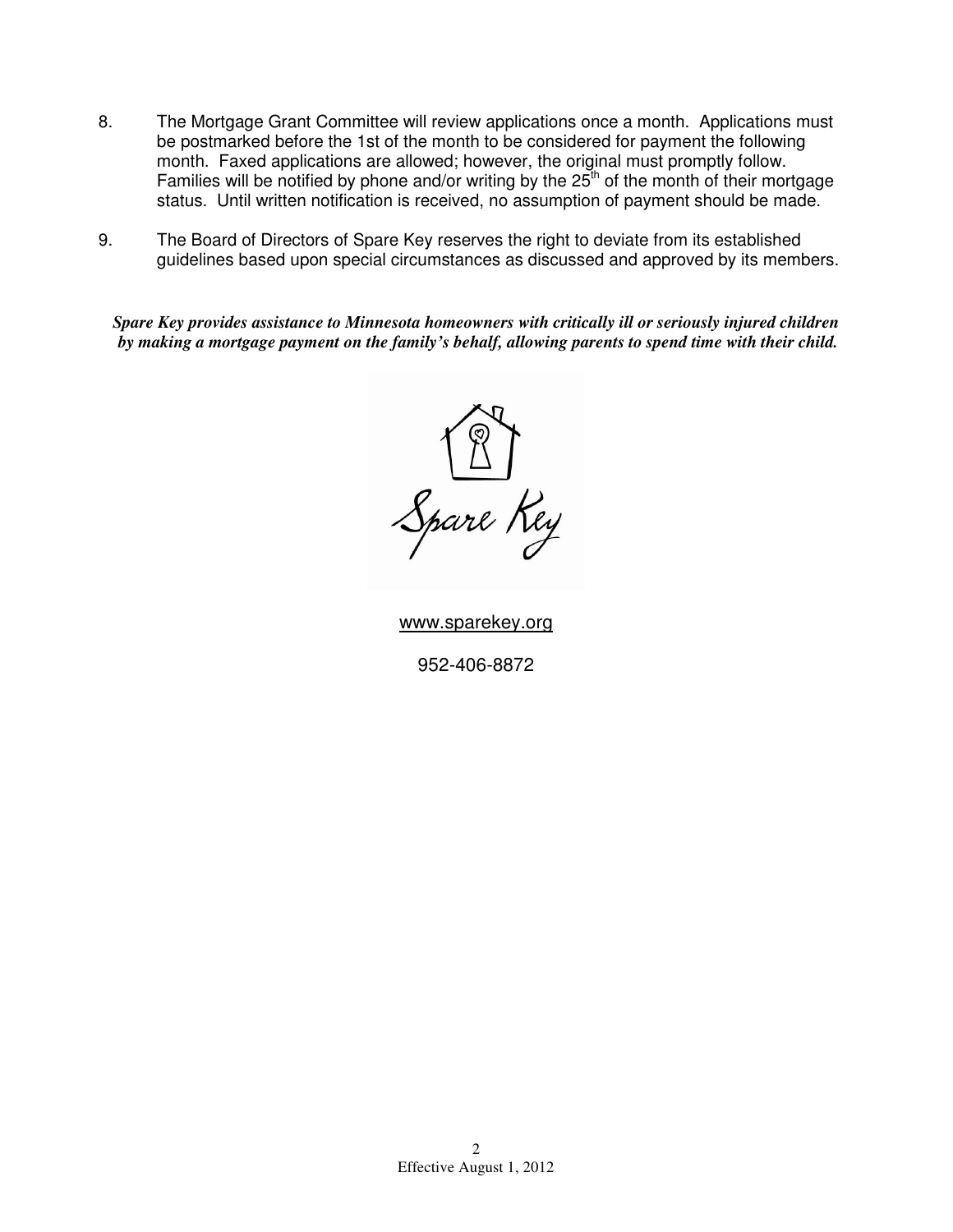8. The Mortgage Grant Committee will review applications once a month. Applications must be postmarked before the 1st of the month to be considered for payment the following month. Faxed applications are allowed; however, the original must promptly follow. Families will be notified by phone and/or writing by the 25th of the month of their mortgage status. Until written notification is received, no assumption of payment should be made.

9. The Board of Directors of Spare Key reserves the right to deviate from its established guidelines based upon special circumstances as discussed and approved by its members.

***Spare Key provides assistance to Minnesota homeowners with critically ill or seriously injured children by making a mortgage payment on the family's behalf, allowing parents to spend time with their child.***

Spare Key

www.sparekey.org

952-406-8872

Effective August 1, 2012